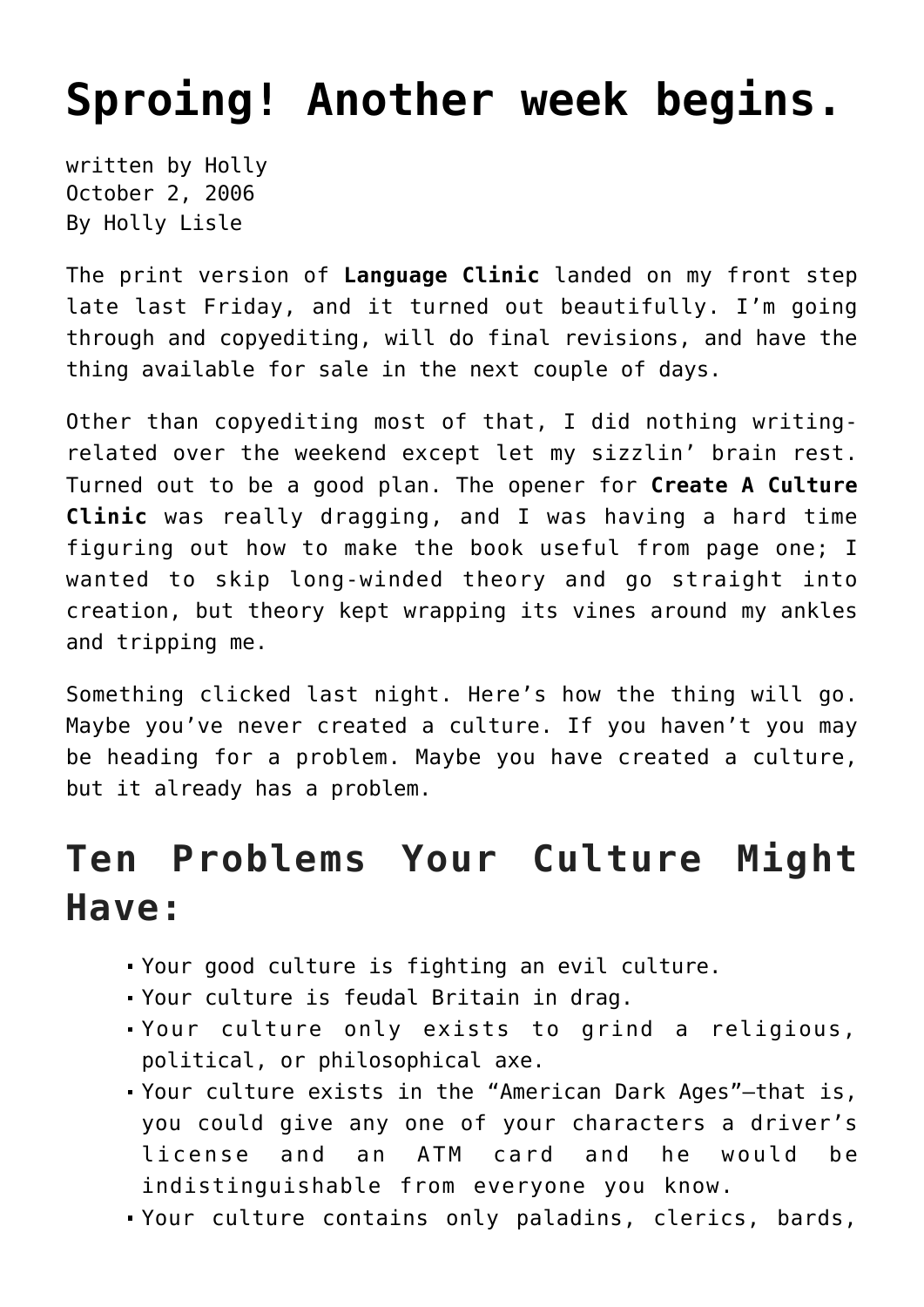# Sproing! Another week begins.

written by Holly
October 2, 2006
By Holly Lisle

The print version of **Language Clinic** landed on my front step late last Friday, and it turned out beautifully. I'm going through and copyediting, will do final revisions, and have the thing available for sale in the next couple of days.

Other than copyediting most of that, I did nothing writing-related over the weekend except let my sizzlin' brain rest. Turned out to be a good plan. The opener for **Create A Culture Clinic** was really dragging, and I was having a hard time figuring out how to make the book useful from page one; I wanted to skip long-winded theory and go straight into creation, but theory kept wrapping its vines around my ankles and tripping me.

Something clicked last night. Here's how the thing will go. Maybe you've never created a culture. If you haven't you may be heading for a problem. Maybe you have created a culture, but it already has a problem.

## Ten Problems Your Culture Might Have:

- Your good culture is fighting an evil culture.
- Your culture is feudal Britain in drag.
- Your culture only exists to grind a religious, political, or philosophical axe.
- Your culture exists in the "American Dark Ages"—that is, you could give any one of your characters a driver's license and an ATM card and he would be indistinguishable from everyone you know.
- Your culture contains only paladins, clerics, bards,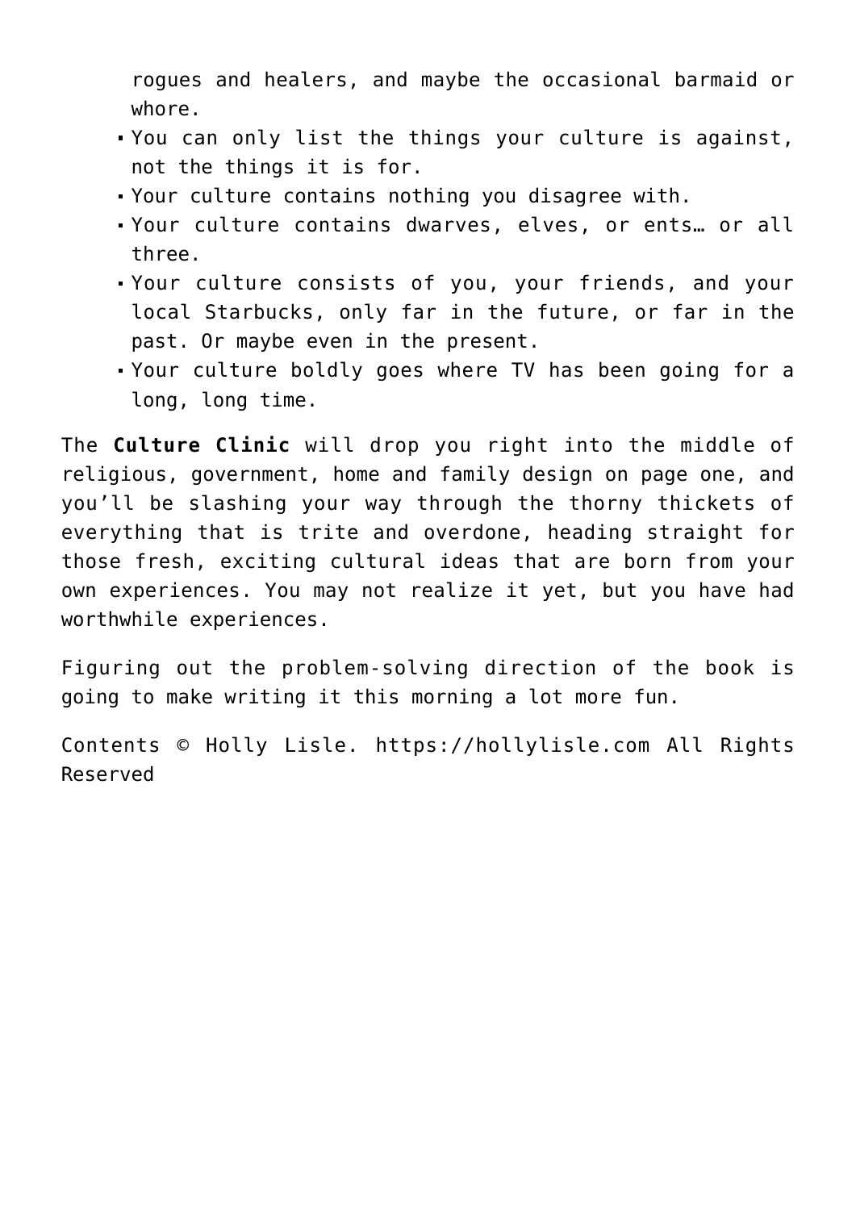rogues and healers, and maybe the occasional barmaid or whore.

- You can only list the things your culture is against, not the things it is for.
- Your culture contains nothing you disagree with.
- Your culture contains dwarves, elves, or ents… or all three.
- Your culture consists of you, your friends, and your local Starbucks, only far in the future, or far in the past. Or maybe even in the present.
- Your culture boldly goes where TV has been going for a long, long time.

The **Culture Clinic** will drop you right into the middle of religious, government, home and family design on page one, and you'll be slashing your way through the thorny thickets of everything that is trite and overdone, heading straight for those fresh, exciting cultural ideas that are born from your own experiences. You may not realize it yet, but you have had worthwhile experiences.

Figuring out the problem-solving direction of the book is going to make writing it this morning a lot more fun.

Contents © Holly Lisle. https://hollylisle.com All Rights Reserved